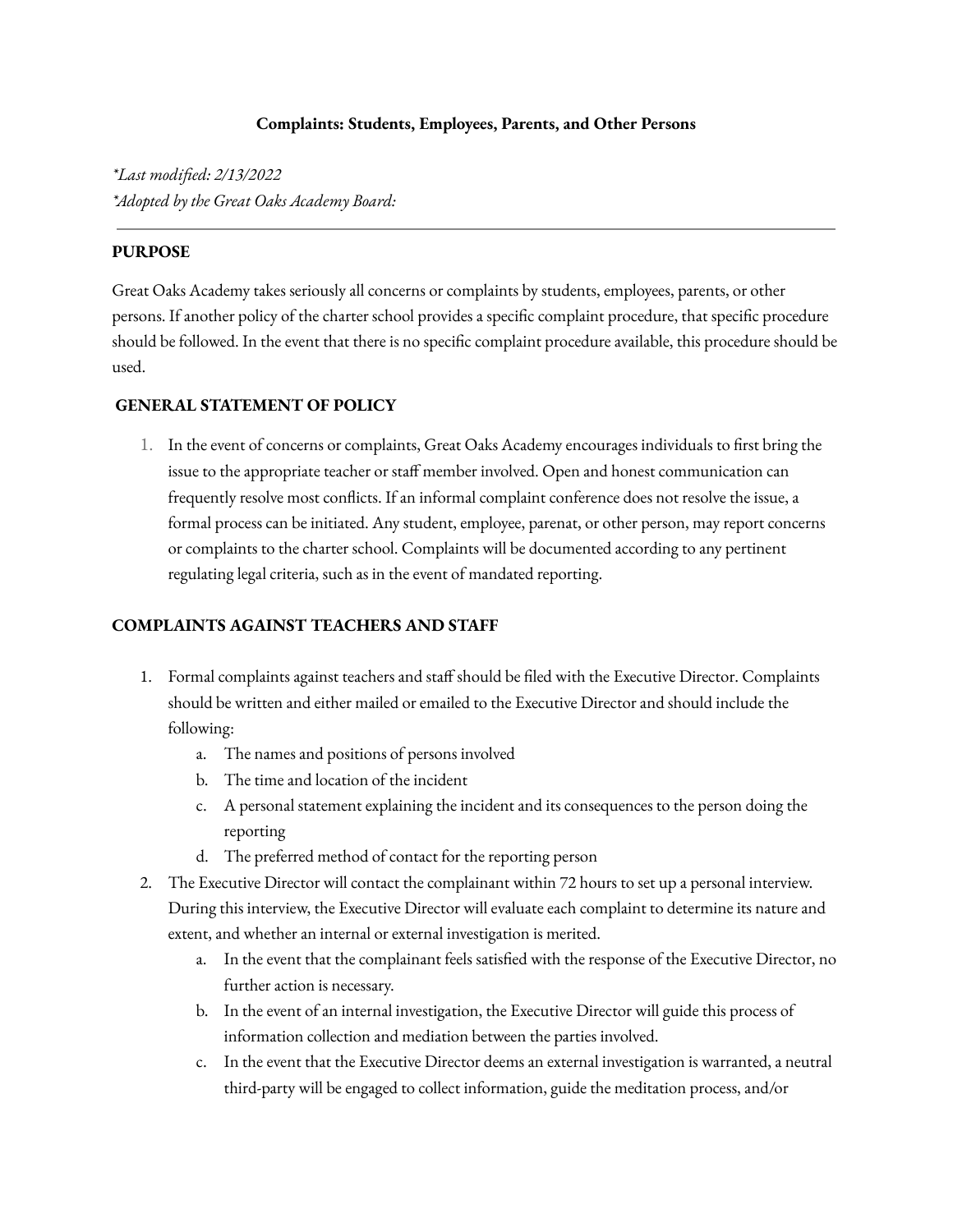**Complaints: Students, Employees, Parents, and Other Persons**

*\*Last modified: 2/13/2022*
*\*Adopted by the Great Oaks Academy Board:*

---

**PURPOSE**

Great Oaks Academy takes seriously all concerns or complaints by students, employees, parents, or other persons. If another policy of the charter school provides a specific complaint procedure, that specific procedure should be followed. In the event that there is no specific complaint procedure available, this procedure should be used.

**GENERAL STATEMENT OF POLICY**

1. In the event of concerns or complaints, Great Oaks Academy encourages individuals to first bring the issue to the appropriate teacher or staff member involved. Open and honest communication can frequently resolve most conflicts. If an informal complaint conference does not resolve the issue, a formal process can be initiated. Any student, employee, parenat, or other person, may report concerns or complaints to the charter school. Complaints will be documented according to any pertinent regulating legal criteria, such as in the event of mandated reporting.

**COMPLAINTS AGAINST TEACHERS AND STAFF**

1. Formal complaints against teachers and staff should be filed with the Executive Director. Complaints should be written and either mailed or emailed to the Executive Director and should include the following:
   a. The names and positions of persons involved
   b. The time and location of the incident
   c. A personal statement explaining the incident and its consequences to the person doing the reporting
   d. The preferred method of contact for the reporting person
2. The Executive Director will contact the complainant within 72 hours to set up a personal interview. During this interview, the Executive Director will evaluate each complaint to determine its nature and extent, and whether an internal or external investigation is merited.
   a. In the event that the complainant feels satisfied with the response of the Executive Director, no further action is necessary.
   b. In the event of an internal investigation, the Executive Director will guide this process of information collection and mediation between the parties involved.
   c. In the event that the Executive Director deems an external investigation is warranted, a neutral third-party will be engaged to collect information, guide the meditation process, and/or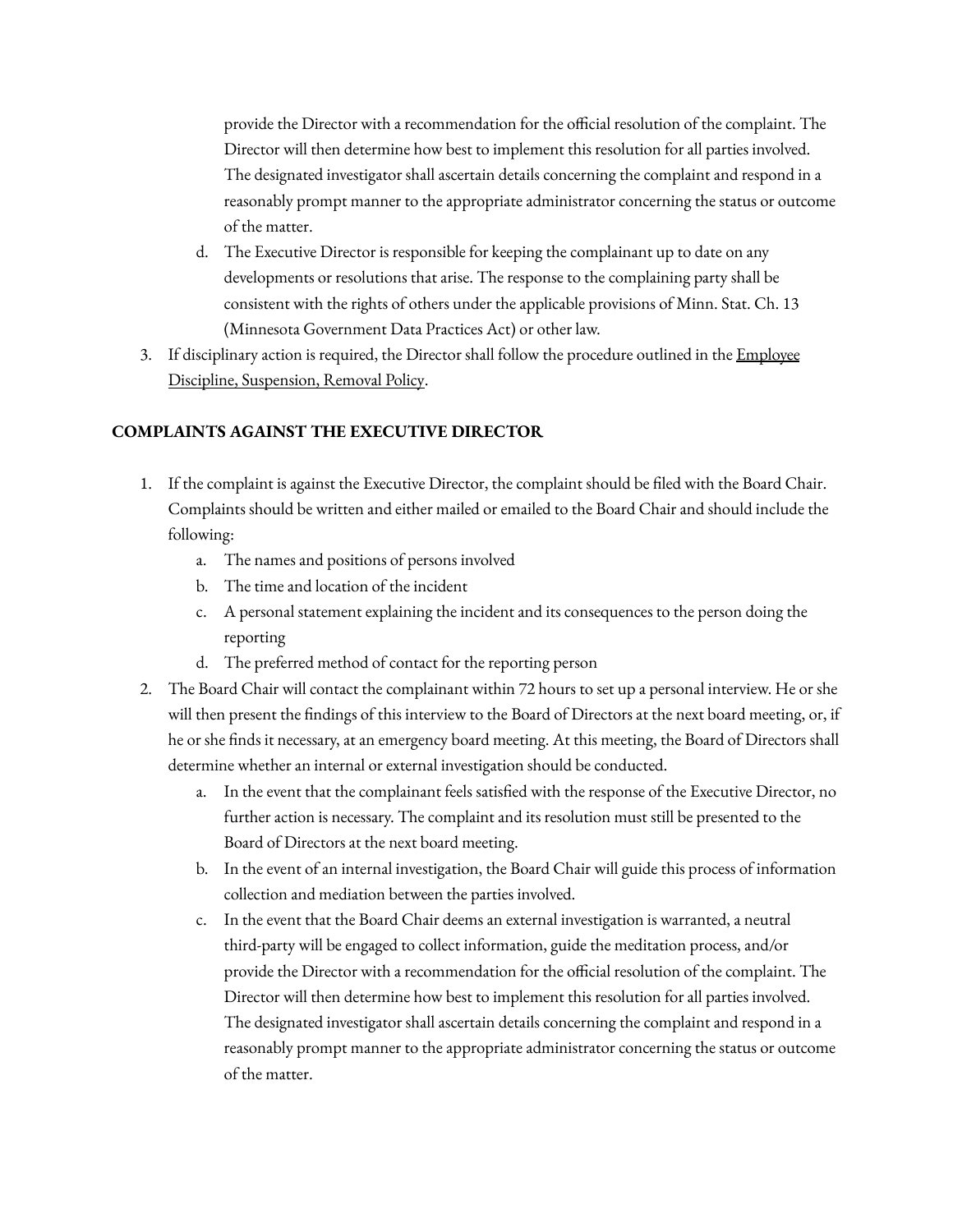provide the Director with a recommendation for the official resolution of the complaint. The Director will then determine how best to implement this resolution for all parties involved. The designated investigator shall ascertain details concerning the complaint and respond in a reasonably prompt manner to the appropriate administrator concerning the status or outcome of the matter.

   d. The Executive Director is responsible for keeping the complainant up to date on any developments or resolutions that arise. The response to the complaining party shall be consistent with the rights of others under the applicable provisions of Minn. Stat. Ch. 13 (Minnesota Government Data Practices Act) or other law.

3. If disciplinary action is required, the Director shall follow the procedure outlined in the Employee Discipline, Suspension, Removal Policy.

**COMPLAINTS AGAINST THE EXECUTIVE DIRECTOR**

1. If the complaint is against the Executive Director, the complaint should be filed with the Board Chair. Complaints should be written and either mailed or emailed to the Board Chair and should include the following:
   a. The names and positions of persons involved
   b. The time and location of the incident
   c. A personal statement explaining the incident and its consequences to the person doing the reporting
   d. The preferred method of contact for the reporting person
2. The Board Chair will contact the complainant within 72 hours to set up a personal interview. He or she will then present the findings of this interview to the Board of Directors at the next board meeting, or, if he or she finds it necessary, at an emergency board meeting. At this meeting, the Board of Directors shall determine whether an internal or external investigation should be conducted.
   a. In the event that the complainant feels satisfied with the response of the Executive Director, no further action is necessary. The complaint and its resolution must still be presented to the Board of Directors at the next board meeting.
   b. In the event of an internal investigation, the Board Chair will guide this process of information collection and mediation between the parties involved.
   c. In the event that the Board Chair deems an external investigation is warranted, a neutral third-party will be engaged to collect information, guide the meditation process, and/or provide the Director with a recommendation for the official resolution of the complaint. The Director will then determine how best to implement this resolution for all parties involved. The designated investigator shall ascertain details concerning the complaint and respond in a reasonably prompt manner to the appropriate administrator concerning the status or outcome of the matter.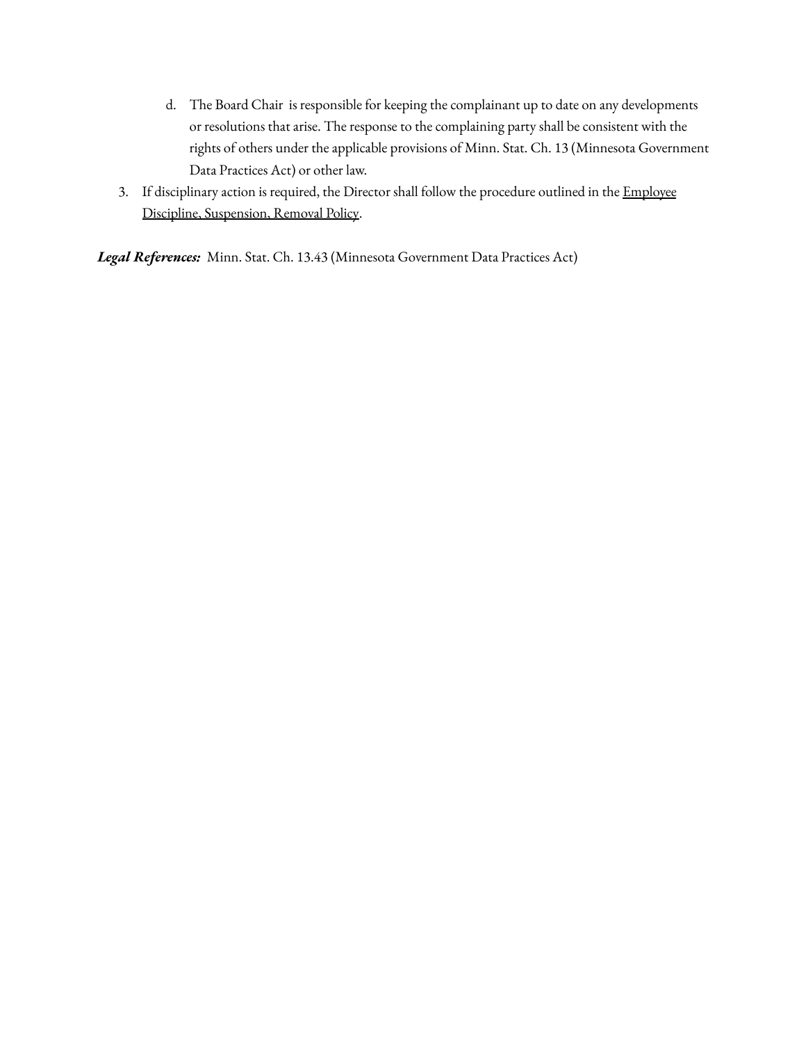d. The Board Chair is responsible for keeping the complainant up to date on any developments or resolutions that arise. The response to the complaining party shall be consistent with the rights of others under the applicable provisions of Minn. Stat. Ch. 13 (Minnesota Government Data Practices Act) or other law.

3. If disciplinary action is required, the Director shall follow the procedure outlined in the Employee Discipline, Suspension, Removal Policy.

***Legal References:*** Minn. Stat. Ch. 13.43 (Minnesota Government Data Practices Act)